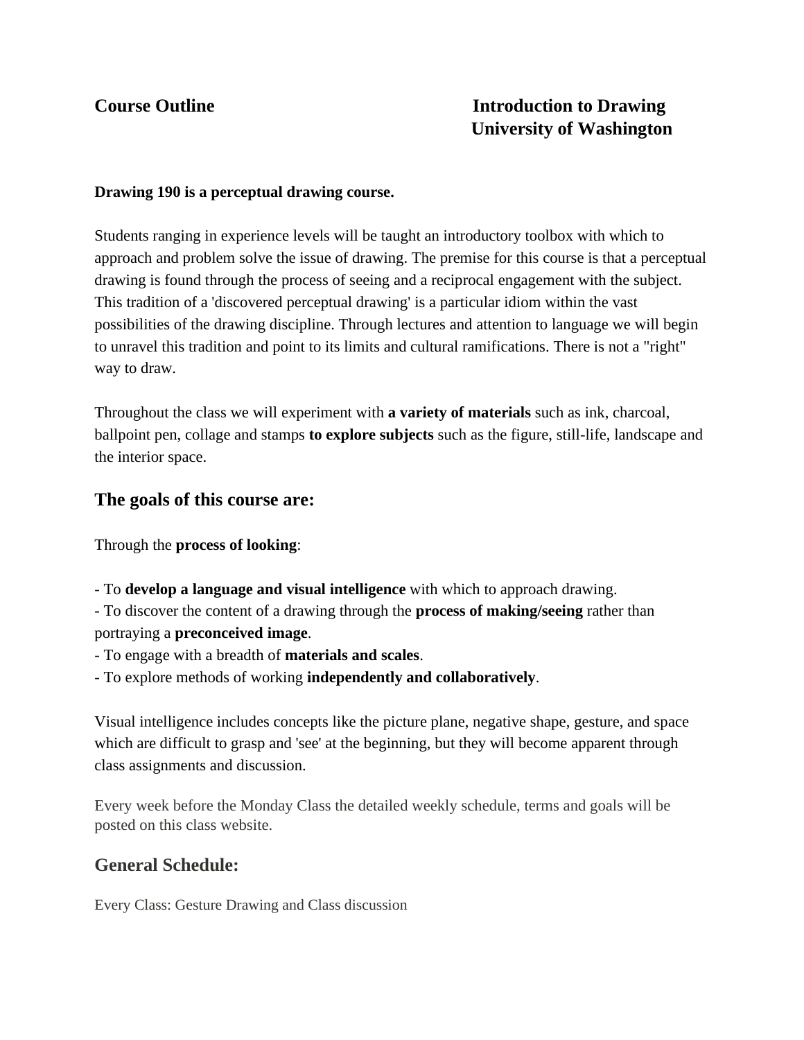**Course Outline** **Introduction to Drawing**
**University of Washington**

**Drawing 190 is a perceptual drawing course.**

Students ranging in experience levels will be taught an introductory toolbox with which to approach and problem solve the issue of drawing. The premise for this course is that a perceptual drawing is found through the process of seeing and a reciprocal engagement with the subject. This tradition of a 'discovered perceptual drawing' is a particular idiom within the vast possibilities of the drawing discipline. Through lectures and attention to language we will begin to unravel this tradition and point to its limits and cultural ramifications. There is not a "right" way to draw.

Throughout the class we will experiment with **a variety of materials** such as ink, charcoal, ballpoint pen, collage and stamps **to explore subjects** such as the figure, still-life, landscape and the interior space.

## The goals of this course are:

Through the **process of looking**:

- To **develop a language and visual intelligence** with which to approach drawing.
- To discover the content of a drawing through the **process of making/seeing** rather than portraying a **preconceived image**.
- To engage with a breadth of **materials and scales**.
- To explore methods of working **independently and collaboratively**.

Visual intelligence includes concepts like the picture plane, negative shape, gesture, and space which are difficult to grasp and 'see' at the beginning, but they will become apparent through class assignments and discussion.

Every week before the Monday Class the detailed weekly schedule, terms and goals will be posted on this class website.

## General Schedule:

Every Class: Gesture Drawing and Class discussion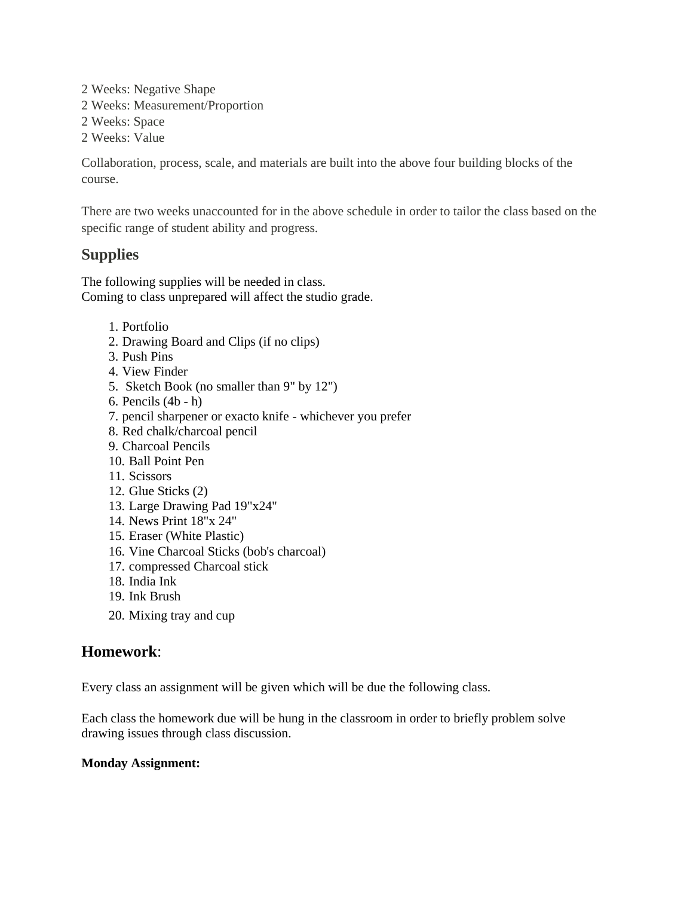2 Weeks: Negative Shape
2 Weeks: Measurement/Proportion
2 Weeks: Space
2 Weeks: Value

Collaboration, process, scale, and materials are built into the above four building blocks of the course.

There are two weeks unaccounted for in the above schedule in order to tailor the class based on the specific range of student ability and progress.

## Supplies

The following supplies will be needed in class.
Coming to class unprepared will affect the studio grade.

1. Portfolio
2. Drawing Board and Clips (if no clips)
3. Push Pins
4. View Finder
5. Sketch Book (no smaller than 9" by 12")
6. Pencils (4b - h)
7. pencil sharpener or exacto knife - whichever you prefer
8. Red chalk/charcoal pencil
9. Charcoal Pencils
10. Ball Point Pen
11. Scissors
12. Glue Sticks (2)
13. Large Drawing Pad 19"x24"
14. News Print 18"x 24"
15. Eraser (White Plastic)
16. Vine Charcoal Sticks (bob's charcoal)
17. compressed Charcoal stick
18. India Ink
19. Ink Brush
20. Mixing tray and cup

## Homework:

Every class an assignment will be given which will be due the following class.

Each class the homework due will be hung in the classroom in order to briefly problem solve drawing issues through class discussion.

**Monday Assignment:**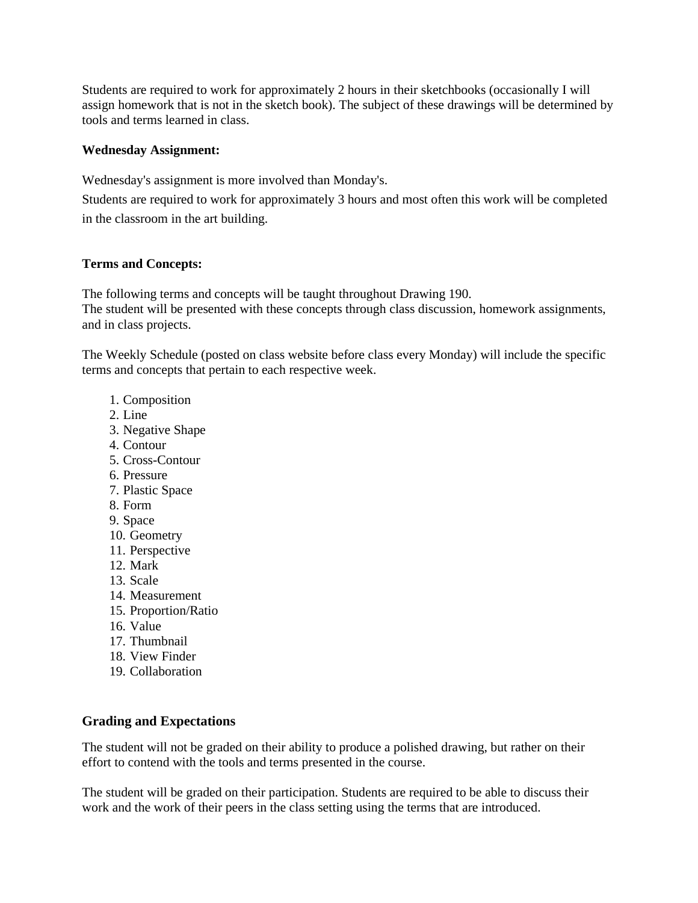Students are required to work for approximately 2 hours in their sketchbooks (occasionally I will assign homework that is not in the sketch book). The subject of these drawings will be determined by tools and terms learned in class.

**Wednesday Assignment:**

Wednesday's assignment is more involved than Monday's.

Students are required to work for approximately 3 hours and most often this work will be completed in the classroom in the art building.

**Terms and Concepts:**

The following terms and concepts will be taught throughout Drawing 190.
The student will be presented with these concepts through class discussion, homework assignments, and in class projects.

The Weekly Schedule (posted on class website before class every Monday) will include the specific terms and concepts that pertain to each respective week.

1. Composition
2. Line
3. Negative Shape
4. Contour
5. Cross-Contour
6. Pressure
7. Plastic Space
8. Form
9. Space
10. Geometry
11. Perspective
12. Mark
13. Scale
14. Measurement
15. Proportion/Ratio
16. Value
17. Thumbnail
18. View Finder
19. Collaboration

### Grading and Expectations

The student will not be graded on their ability to produce a polished drawing, but rather on their effort to contend with the tools and terms presented in the course.

The student will be graded on their participation. Students are required to be able to discuss their work and the work of their peers in the class setting using the terms that are introduced.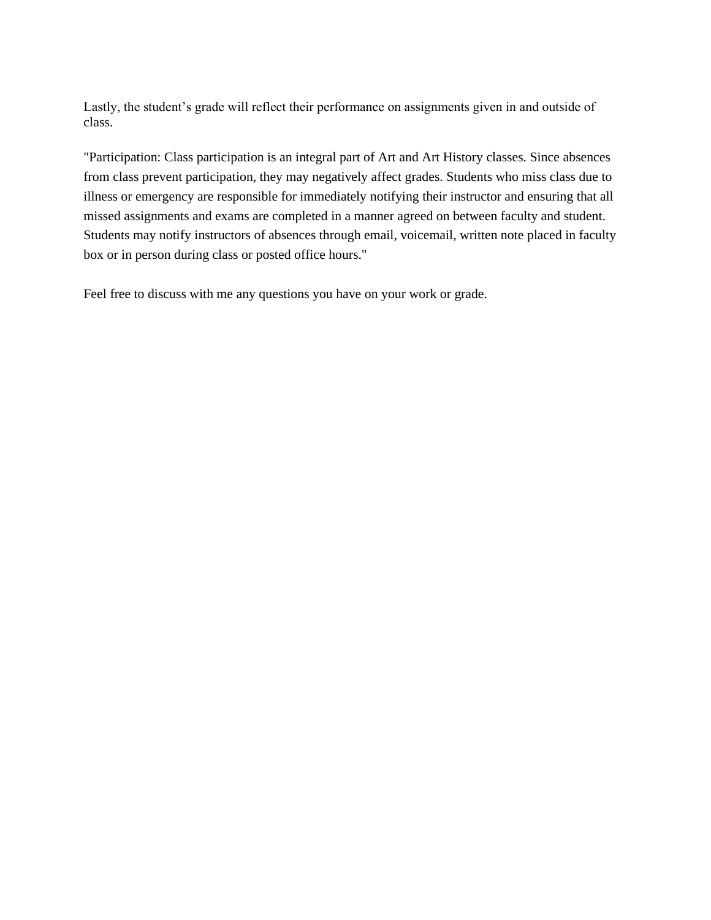Lastly, the student's grade will reflect their performance on assignments given in and outside of class.

"Participation: Class participation is an integral part of Art and Art History classes. Since absences from class prevent participation, they may negatively affect grades. Students who miss class due to illness or emergency are responsible for immediately notifying their instructor and ensuring that all missed assignments and exams are completed in a manner agreed on between faculty and student. Students may notify instructors of absences through email, voicemail, written note placed in faculty box or in person during class or posted office hours."

Feel free to discuss with me any questions you have on your work or grade.